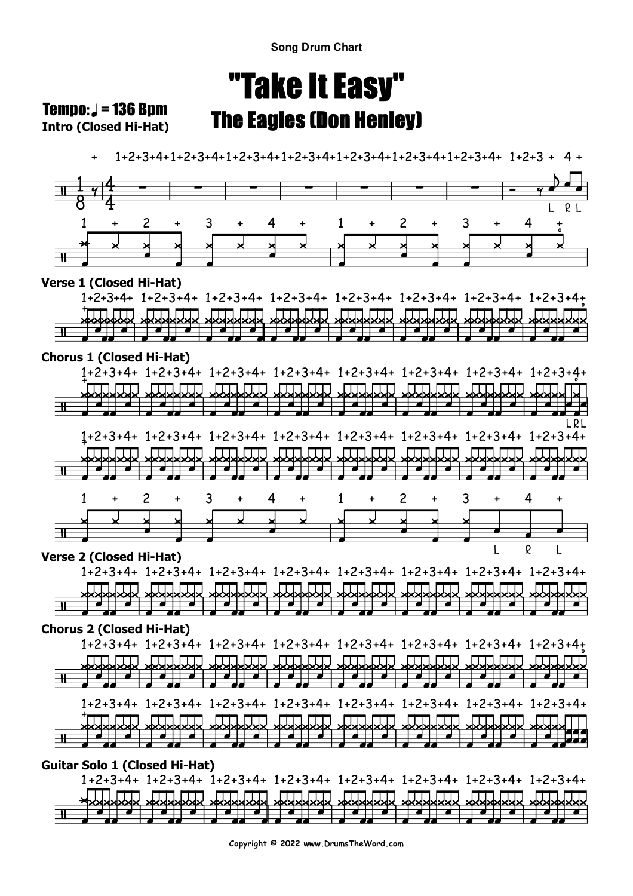Song Drum Chart

# "Take It Easy"

## The Eagles (Don Henley)

Tempo: ♩ = 136 Bpm

**Intro (Closed Hi-Hat)**

**Verse 1 (Closed Hi-Hat)**

**Chorus 1 (Closed Hi-Hat)**

**Verse 2 (Closed Hi-Hat)**

**Chorus 2 (Closed Hi-Hat)**

**Guitar Solo 1 (Closed Hi-Hat)**

Copyright © 2022 www.DrumsTheWord.com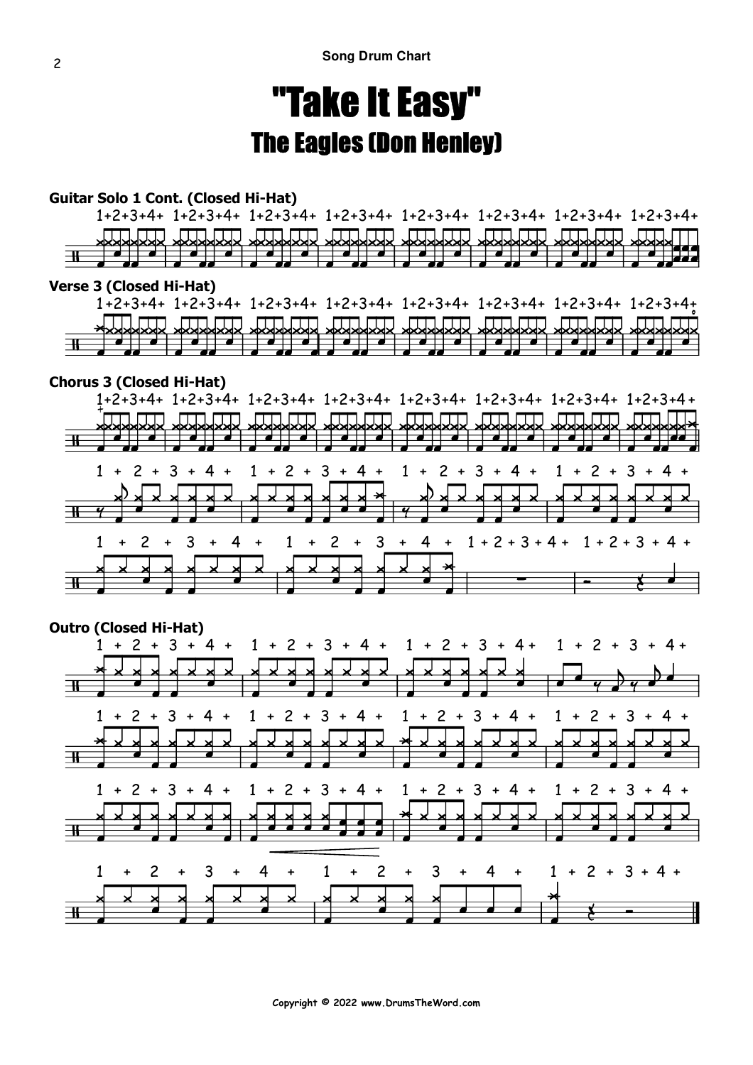# "Take It Easy"

## The Eagles (Don Henley)

**Guitar Solo 1 Cont. (Closed Hi-Hat)**

**Verse 3 (Closed Hi-Hat)**

**Chorus 3 (Closed Hi-Hat)**

**Outro (Closed Hi-Hat)**